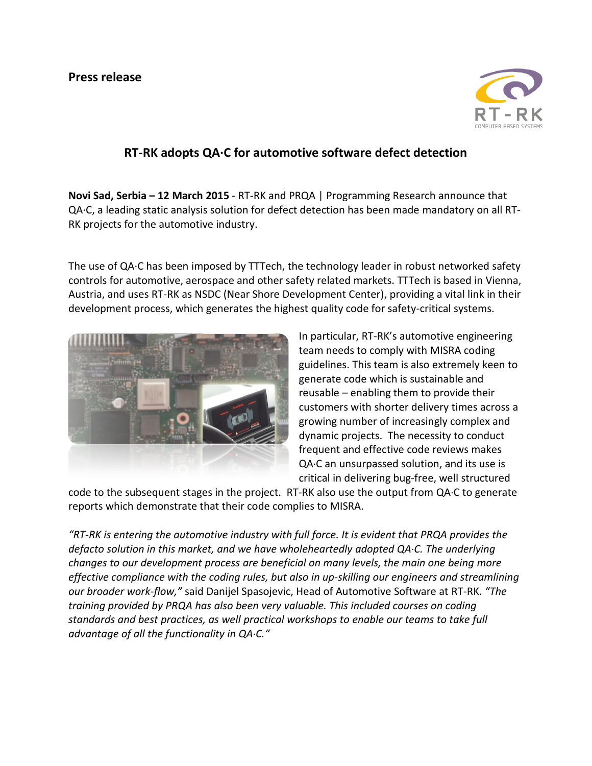**Press release**

## RT-RK adopts QA·C for automotive software defect detection

**Novi Sad, Serbia – 12 March 2015** - RT-RK and PRQA | Programming Research announce that QA·C, a leading static analysis solution for defect detection has been made mandatory on all RT-RK projects for the automotive industry.

The use of QA·C has been imposed by TTTech, the technology leader in robust networked safety controls for automotive, aerospace and other safety related markets. TTTech is based in Vienna, Austria, and uses RT-RK as NSDC (Near Shore Development Center), providing a vital link in their development process, which generates the highest quality code for safety-critical systems.

In particular, RT-RK's automotive engineering team needs to comply with MISRA coding guidelines. This team is also extremely keen to generate code which is sustainable and reusable – enabling them to provide their customers with shorter delivery times across a growing number of increasingly complex and dynamic projects. The necessity to conduct frequent and effective code reviews makes QA·C an unsurpassed solution, and its use is critical in delivering bug-free, well structured code to the subsequent stages in the project. RT-RK also use the output from QA·C to generate reports which demonstrate that their code complies to MISRA.

*"RT-RK is entering the automotive industry with full force. It is evident that PRQA provides the defacto solution in this market, and we have wholeheartedly adopted QA·C. The underlying changes to our development process are beneficial on many levels, the main one being more effective compliance with the coding rules, but also in up-skilling our engineers and streamlining our broader work-flow,"* said Danijel Spasojevic, Head of Automotive Software at RT-RK. *"The training provided by PRQA has also been very valuable. This included courses on coding standards and best practices, as well practical workshops to enable our teams to take full advantage of all the functionality in QA·C."*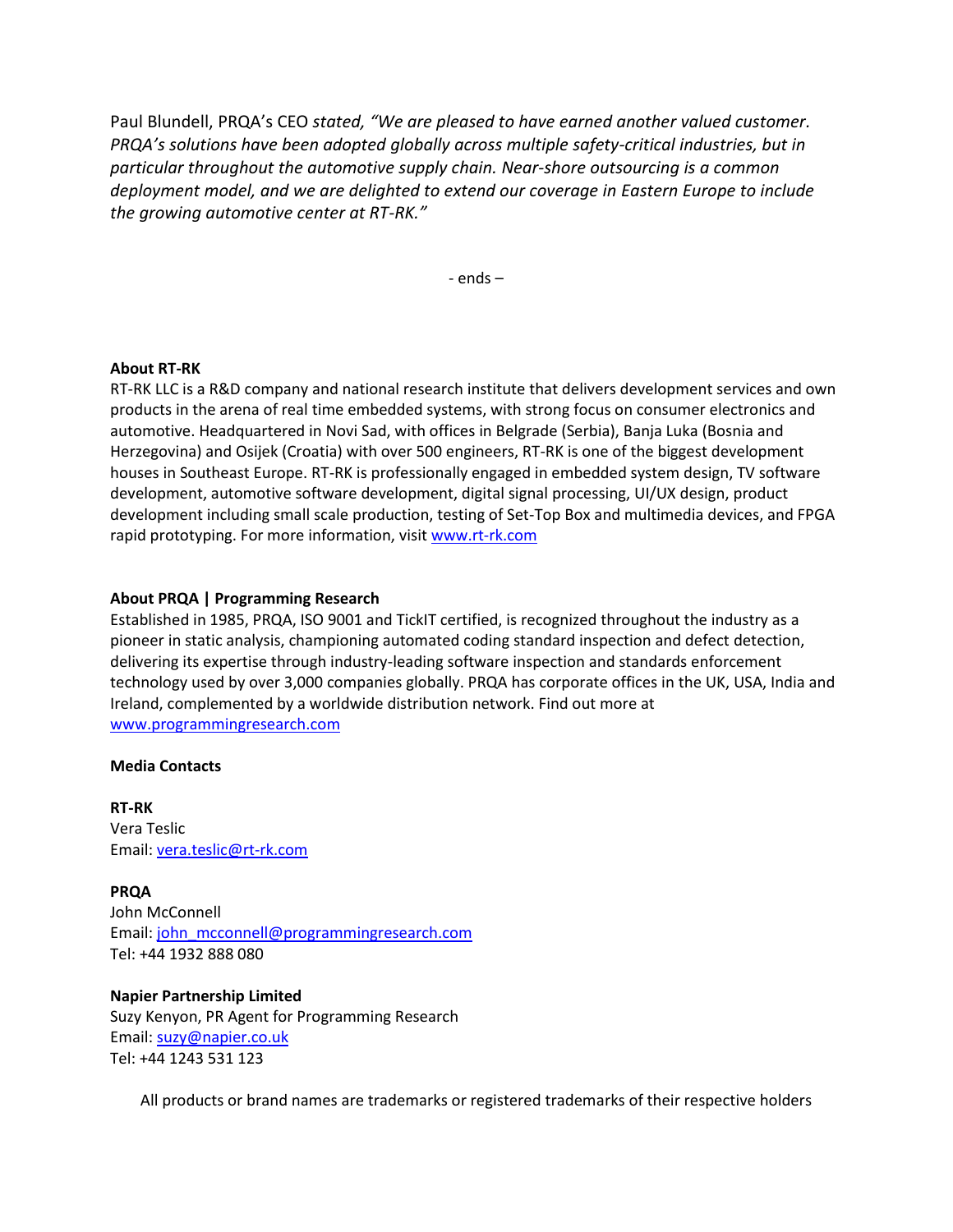Paul Blundell, PRQA's CEO *stated, "We are pleased to have earned another valued customer. PRQA's solutions have been adopted globally across multiple safety-critical industries, but in particular throughout the automotive supply chain. Near-shore outsourcing is a common deployment model, and we are delighted to extend our coverage in Eastern Europe to include the growing automotive center at RT-RK."*

- ends –

**About RT-RK**
RT-RK LLC is a R&D company and national research institute that delivers development services and own products in the arena of real time embedded systems, with strong focus on consumer electronics and automotive. Headquartered in Novi Sad, with offices in Belgrade (Serbia), Banja Luka (Bosnia and Herzegovina) and Osijek (Croatia) with over 500 engineers, RT-RK is one of the biggest development houses in Southeast Europe. RT-RK is professionally engaged in embedded system design, TV software development, automotive software development, digital signal processing, UI/UX design, product development including small scale production, testing of Set-Top Box and multimedia devices, and FPGA rapid prototyping. For more information, visit www.rt-rk.com

**About PRQA | Programming Research**
Established in 1985, PRQA, ISO 9001 and TickIT certified, is recognized throughout the industry as a pioneer in static analysis, championing automated coding standard inspection and defect detection, delivering its expertise through industry-leading software inspection and standards enforcement technology used by over 3,000 companies globally. PRQA has corporate offices in the UK, USA, India and Ireland, complemented by a worldwide distribution network. Find out more at www.programmingresearch.com

**Media Contacts**

**RT-RK**
Vera Teslic
Email: vera.teslic@rt-rk.com

**PRQA**
John McConnell
Email: john_mcconnell@programmingresearch.com
Tel: +44 1932 888 080

**Napier Partnership Limited**
Suzy Kenyon, PR Agent for Programming Research
Email: suzy@napier.co.uk
Tel: +44 1243 531 123

All products or brand names are trademarks or registered trademarks of their respective holders